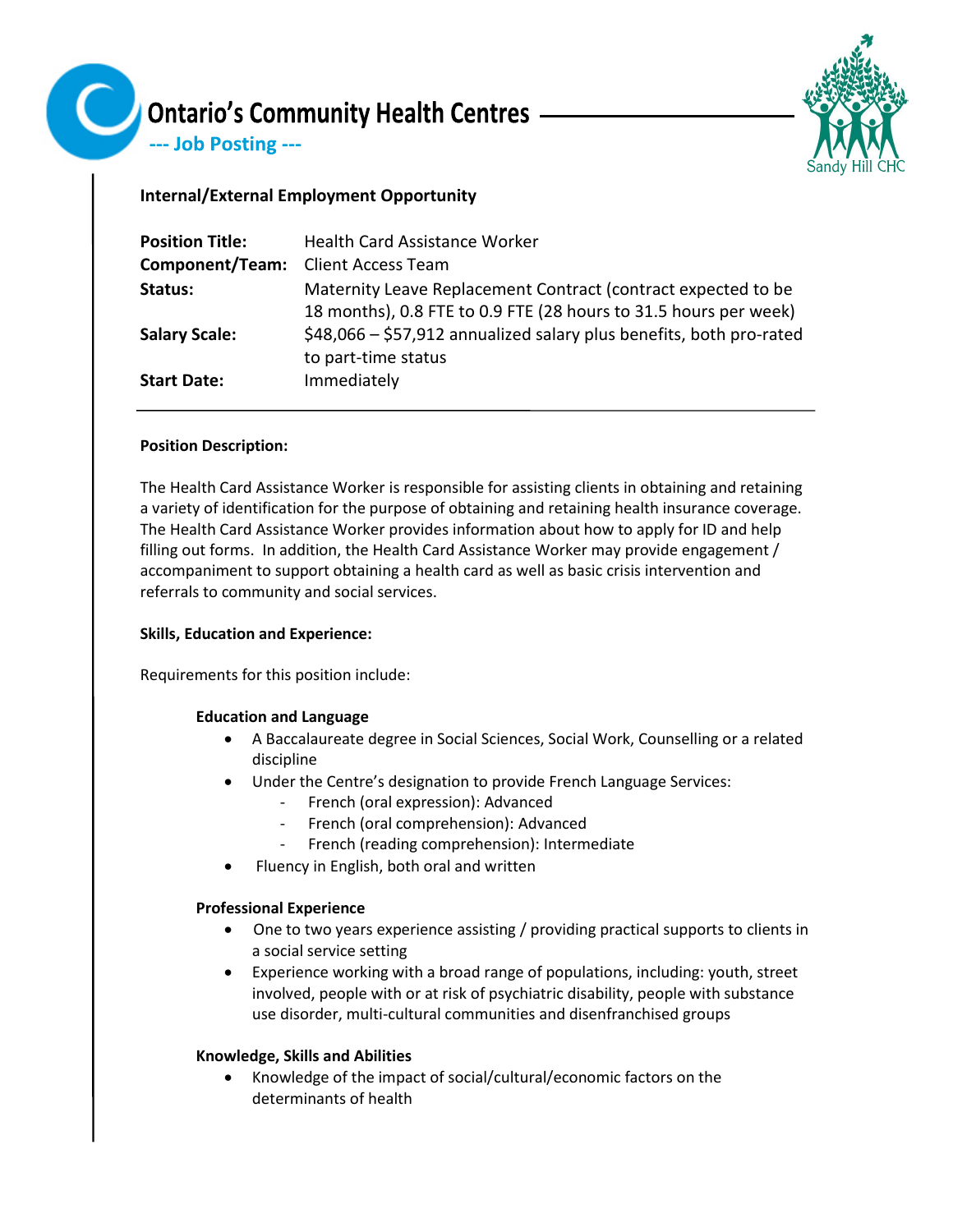# Ontario's Community Health Centres

**--- Job Posting ---**

Sandy Hill CHC

**Internal/External Employment Opportunity**

| | |
|---|---|
| **Position Title:** | Health Card Assistance Worker |
| **Component/Team:** | Client Access Team |
| **Status:** | Maternity Leave Replacement Contract (contract expected to be 18 months), 0.8 FTE to 0.9 FTE (28 hours to 31.5 hours per week) |
| **Salary Scale:** | $48,066 – $57,912 annualized salary plus benefits, both pro-rated to part-time status |
| **Start Date:** | Immediately |

**Position Description:**

The Health Card Assistance Worker is responsible for assisting clients in obtaining and retaining a variety of identification for the purpose of obtaining and retaining health insurance coverage. The Health Card Assistance Worker provides information about how to apply for ID and help filling out forms. In addition, the Health Card Assistance Worker may provide engagement / accompaniment to support obtaining a health card as well as basic crisis intervention and referrals to community and social services.

**Skills, Education and Experience:**

Requirements for this position include:

**Education and Language**

- A Baccalaureate degree in Social Sciences, Social Work, Counselling or a related discipline
- Under the Centre's designation to provide French Language Services:
  - French (oral expression): Advanced
  - French (oral comprehension): Advanced
  - French (reading comprehension): Intermediate
- Fluency in English, both oral and written

**Professional Experience**

- One to two years experience assisting / providing practical supports to clients in a social service setting
- Experience working with a broad range of populations, including: youth, street involved, people with or at risk of psychiatric disability, people with substance use disorder, multi-cultural communities and disenfranchised groups

**Knowledge, Skills and Abilities**

- Knowledge of the impact of social/cultural/economic factors on the determinants of health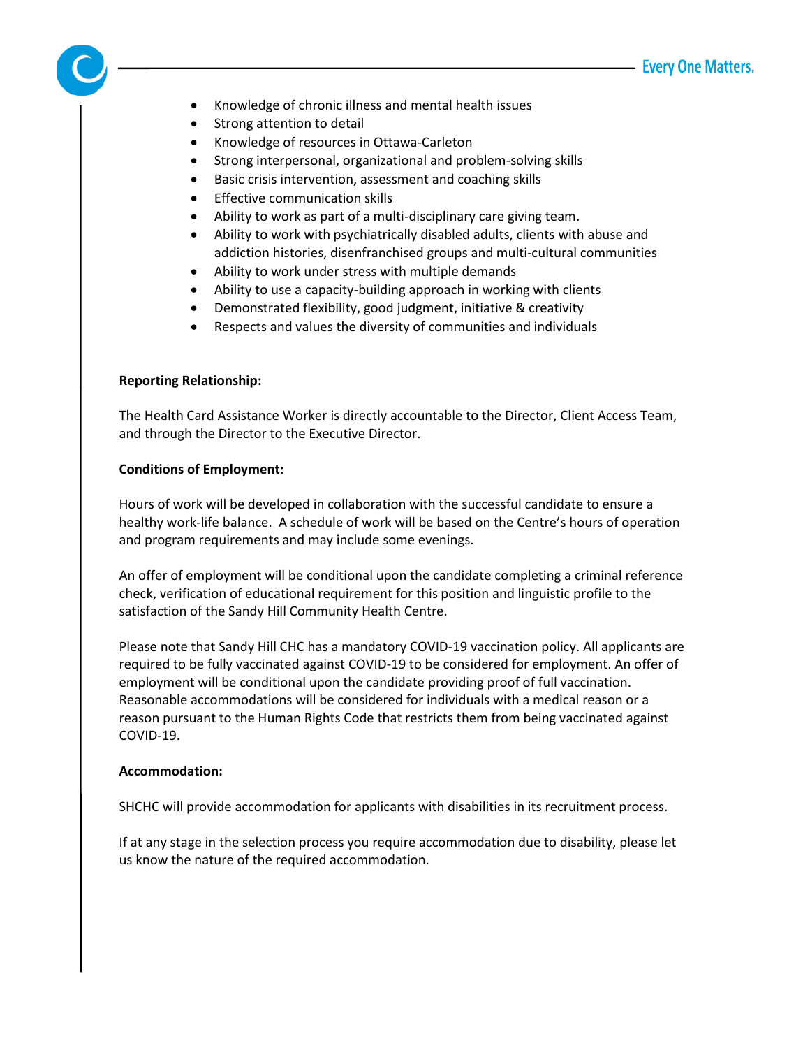- Knowledge of chronic illness and mental health issues
- Strong attention to detail
- Knowledge of resources in Ottawa-Carleton
- Strong interpersonal, organizational and problem-solving skills
- Basic crisis intervention, assessment and coaching skills
- Effective communication skills
- Ability to work as part of a multi-disciplinary care giving team.
- Ability to work with psychiatrically disabled adults, clients with abuse and addiction histories, disenfranchised groups and multi-cultural communities
- Ability to work under stress with multiple demands
- Ability to use a capacity-building approach in working with clients
- Demonstrated flexibility, good judgment, initiative & creativity
- Respects and values the diversity of communities and individuals

**Reporting Relationship:**

The Health Card Assistance Worker is directly accountable to the Director, Client Access Team, and through the Director to the Executive Director.

**Conditions of Employment:**

Hours of work will be developed in collaboration with the successful candidate to ensure a healthy work-life balance. A schedule of work will be based on the Centre's hours of operation and program requirements and may include some evenings.

An offer of employment will be conditional upon the candidate completing a criminal reference check, verification of educational requirement for this position and linguistic profile to the satisfaction of the Sandy Hill Community Health Centre.

Please note that Sandy Hill CHC has a mandatory COVID-19 vaccination policy. All applicants are required to be fully vaccinated against COVID-19 to be considered for employment. An offer of employment will be conditional upon the candidate providing proof of full vaccination. Reasonable accommodations will be considered for individuals with a medical reason or a reason pursuant to the Human Rights Code that restricts them from being vaccinated against COVID-19.

**Accommodation:**

SHCHC will provide accommodation for applicants with disabilities in its recruitment process.

If at any stage in the selection process you require accommodation due to disability, please let us know the nature of the required accommodation.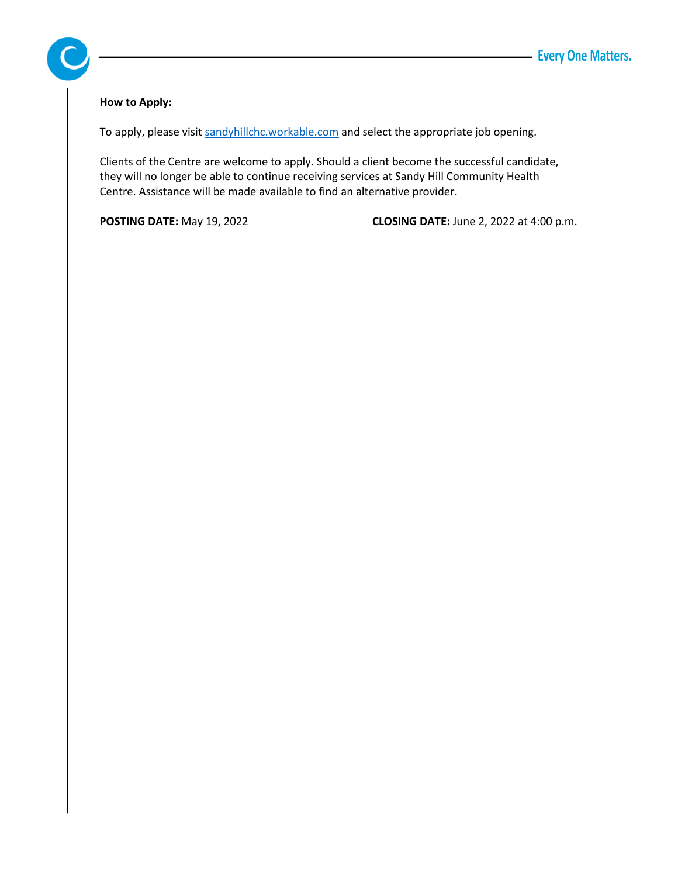**How to Apply:**

To apply, please visit [sandyhillchc.workable.com](sandyhillchc.workable.com) and select the appropriate job opening.

Clients of the Centre are welcome to apply. Should a client become the successful candidate, they will no longer be able to continue receiving services at Sandy Hill Community Health Centre. Assistance will be made available to find an alternative provider.

**POSTING DATE:** May 19, 2022

**CLOSING DATE:** June 2, 2022 at 4:00 p.m.